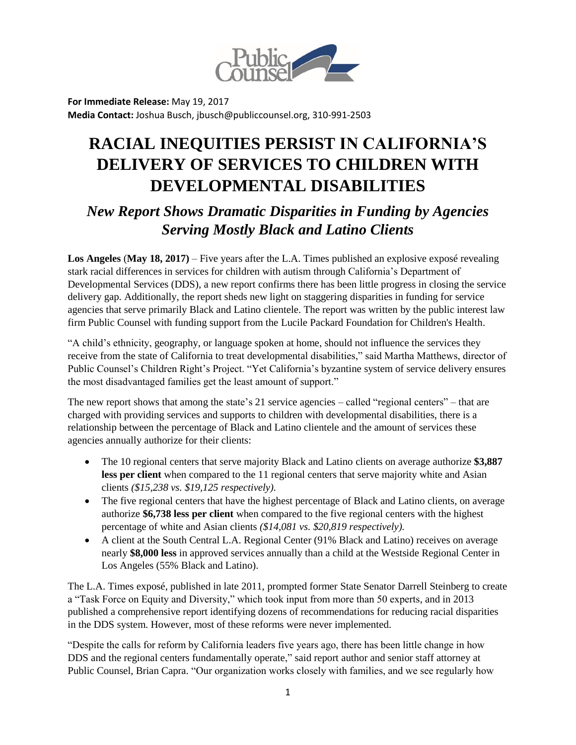**For Immediate Release:** May 19, 2017
**Media Contact:** Joshua Busch, jbusch@publiccounsel.org, 310-991-2503

# RACIAL INEQUITIES PERSIST IN CALIFORNIA'S DELIVERY OF SERVICES TO CHILDREN WITH DEVELOPMENTAL DISABILITIES

## *New Report Shows Dramatic Disparities in Funding by Agencies Serving Mostly Black and Latino Clients*

**Los Angeles** (**May 18, 2017**) – Five years after the L.A. Times published an explosive exposé revealing stark racial differences in services for children with autism through California's Department of Developmental Services (DDS), a new report confirms there has been little progress in closing the service delivery gap. Additionally, the report sheds new light on staggering disparities in funding for service agencies that serve primarily Black and Latino clientele. The report was written by the public interest law firm Public Counsel with funding support from the Lucile Packard Foundation for Children's Health.

"A child's ethnicity, geography, or language spoken at home, should not influence the services they receive from the state of California to treat developmental disabilities," said Martha Matthews, director of Public Counsel's Children Right's Project. "Yet California's byzantine system of service delivery ensures the most disadvantaged families get the least amount of support."

The new report shows that among the state's 21 service agencies – called "regional centers" – that are charged with providing services and supports to children with developmental disabilities, there is a relationship between the percentage of Black and Latino clientele and the amount of services these agencies annually authorize for their clients:

- The 10 regional centers that serve majority Black and Latino clients on average authorize **$3,887 less per client** when compared to the 11 regional centers that serve majority white and Asian clients *($15,238 vs. $19,125 respectively).*
- The five regional centers that have the highest percentage of Black and Latino clients, on average authorize **$6,738 less per client** when compared to the five regional centers with the highest percentage of white and Asian clients *($14,081 vs. $20,819 respectively).*
- A client at the South Central L.A. Regional Center (91% Black and Latino) receives on average nearly **$8,000 less** in approved services annually than a child at the Westside Regional Center in Los Angeles (55% Black and Latino).

The L.A. Times exposé, published in late 2011, prompted former State Senator Darrell Steinberg to create a "Task Force on Equity and Diversity," which took input from more than 50 experts, and in 2013 published a comprehensive report identifying dozens of recommendations for reducing racial disparities in the DDS system. However, most of these reforms were never implemented.

"Despite the calls for reform by California leaders five years ago, there has been little change in how DDS and the regional centers fundamentally operate," said report author and senior staff attorney at Public Counsel, Brian Capra. "Our organization works closely with families, and we see regularly how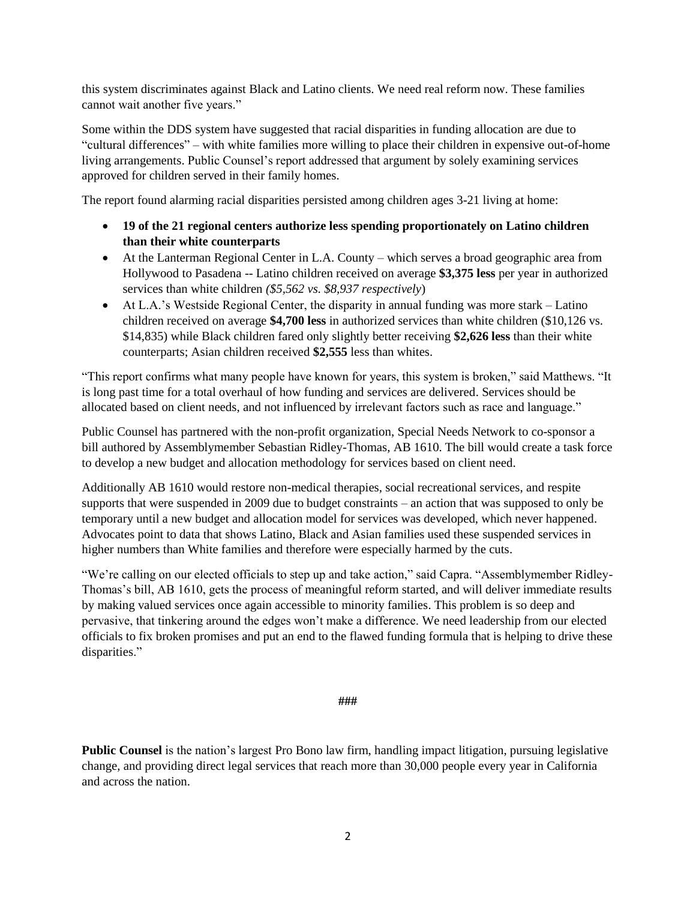this system discriminates against Black and Latino clients. We need real reform now. These families cannot wait another five years."

Some within the DDS system have suggested that racial disparities in funding allocation are due to "cultural differences" – with white families more willing to place their children in expensive out-of-home living arrangements. Public Counsel's report addressed that argument by solely examining services approved for children served in their family homes.

The report found alarming racial disparities persisted among children ages 3-21 living at home:

- **19 of the 21 regional centers authorize less spending proportionately on Latino children than their white counterparts**
- At the Lanterman Regional Center in L.A. County – which serves a broad geographic area from Hollywood to Pasadena -- Latino children received on average **$3,375 less** per year in authorized services than white children *($5,562 vs. $8,937 respectively*)
- At L.A.'s Westside Regional Center, the disparity in annual funding was more stark – Latino children received on average **$4,700 less** in authorized services than white children ($10,126 vs. $14,835) while Black children fared only slightly better receiving **$2,626 less** than their white counterparts; Asian children received **$2,555** less than whites.

"This report confirms what many people have known for years, this system is broken," said Matthews. "It is long past time for a total overhaul of how funding and services are delivered. Services should be allocated based on client needs, and not influenced by irrelevant factors such as race and language."

Public Counsel has partnered with the non-profit organization, Special Needs Network to co-sponsor a bill authored by Assemblymember Sebastian Ridley-Thomas, AB 1610. The bill would create a task force to develop a new budget and allocation methodology for services based on client need.

Additionally AB 1610 would restore non-medical therapies, social recreational services, and respite supports that were suspended in 2009 due to budget constraints – an action that was supposed to only be temporary until a new budget and allocation model for services was developed, which never happened. Advocates point to data that shows Latino, Black and Asian families used these suspended services in higher numbers than White families and therefore were especially harmed by the cuts.

"We're calling on our elected officials to step up and take action," said Capra. "Assemblymember Ridley-Thomas's bill, AB 1610, gets the process of meaningful reform started, and will deliver immediate results by making valued services once again accessible to minority families. This problem is so deep and pervasive, that tinkering around the edges won't make a difference. We need leadership from our elected officials to fix broken promises and put an end to the flawed funding formula that is helping to drive these disparities."

###

**Public Counsel** is the nation's largest Pro Bono law firm, handling impact litigation, pursuing legislative change, and providing direct legal services that reach more than 30,000 people every year in California and across the nation.